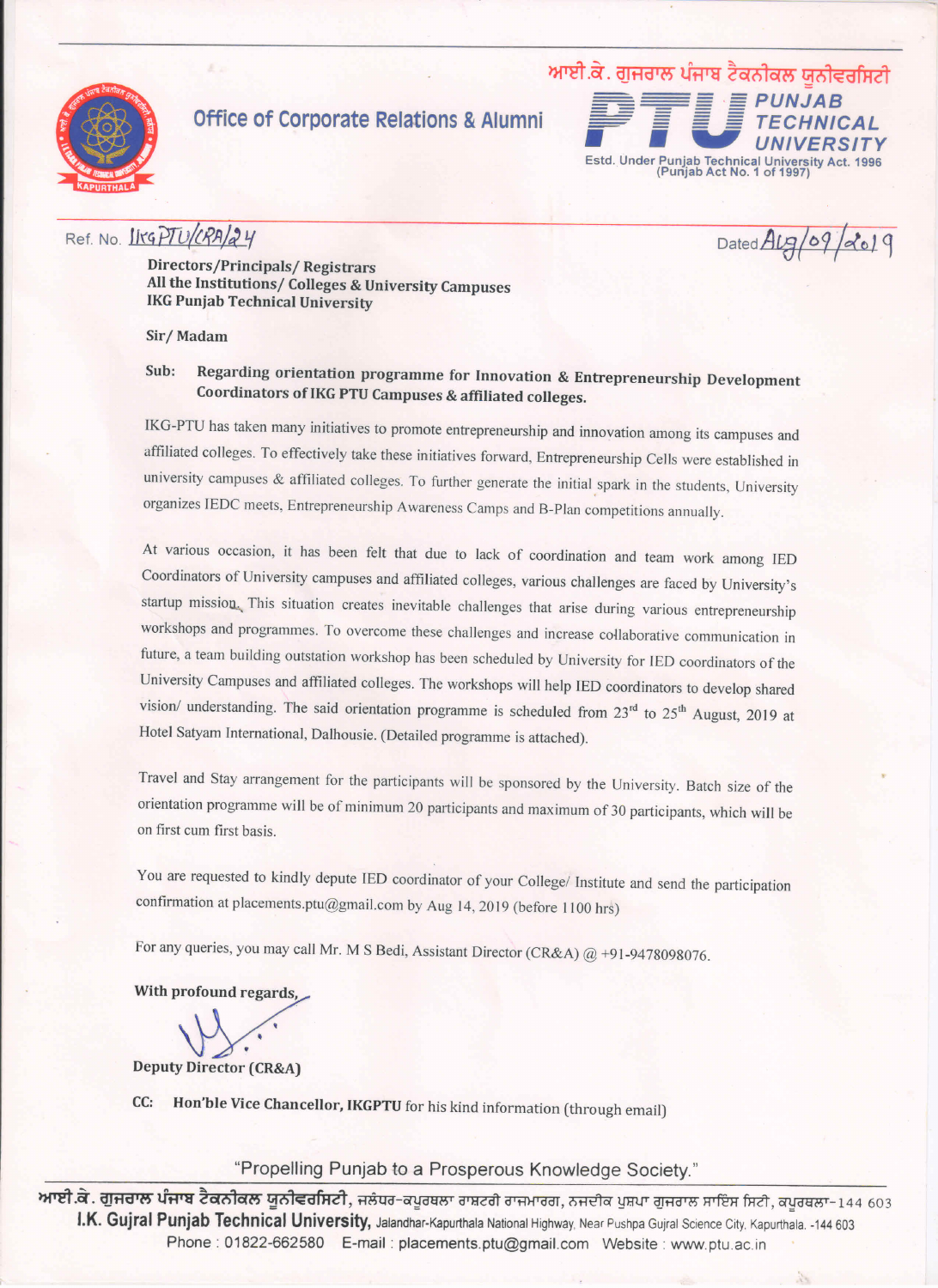ਆਈ.ਕੇ. ਗੁਜਰਾਲ ਪੰਜਾਬ ਟੈਕਨੀਕਲ ਯੂਨੀਵਰਸਿਟੀ

**Office of Corporate Relations & Alumni**

**PTU PUNJAB TECHNICAL UNIVERSITY**

Estd. Under Punjab Technical University Act. 1996 (Punjab Act No. 1 of 1997)

Ref. No. IKGPTU/CRA/24

Dated Aug/09/2019

**Directors/Principals/ Registrars**
**All the Institutions/ Colleges & University Campuses**
**IKG Punjab Technical University**

**Sir/ Madam**

**Sub: Regarding orientation programme for Innovation & Entrepreneurship Development Coordinators of IKG PTU Campuses & affiliated colleges.**

IKG-PTU has taken many initiatives to promote entrepreneurship and innovation among its campuses and affiliated colleges. To effectively take these initiatives forward, Entrepreneurship Cells were established in university campuses & affiliated colleges. To further generate the initial spark in the students, University organizes IEDC meets, Entrepreneurship Awareness Camps and B-Plan competitions annually.

At various occasion, it has been felt that due to lack of coordination and team work among IED Coordinators of University campuses and affiliated colleges, various challenges are faced by University's startup mission. This situation creates inevitable challenges that arise during various entrepreneurship workshops and programmes. To overcome these challenges and increase collaborative communication in future, a team building outstation workshop has been scheduled by University for IED coordinators of the University Campuses and affiliated colleges. The workshops will help IED coordinators to develop shared vision/ understanding. The said orientation programme is scheduled from 23rd to 25th August, 2019 at Hotel Satyam International, Dalhousie. (Detailed programme is attached).

Travel and Stay arrangement for the participants will be sponsored by the University. Batch size of the orientation programme will be of minimum 20 participants and maximum of 30 participants, which will be on first cum first basis.

You are requested to kindly depute IED coordinator of your College/ Institute and send the participation confirmation at placements.ptu@gmail.com by Aug 14, 2019 (before 1100 hrs)

For any queries, you may call Mr. M S Bedi, Assistant Director (CR&A) @ +91-9478098076.

**With profound regards,**

**Deputy Director (CR&A)**

**CC: Hon'ble Vice Chancellor, IKGPTU** for his kind information (through email)

"Propelling Punjab to a Prosperous Knowledge Society."

ਆਈ.ਕੇ. ਗੁਜਰਾਲ ਪੰਜਾਬ ਟੈਕਨੀਕਲ ਯੂਨੀਵਰਸਿਟੀ, ਜਲੰਧਰ-ਕਪੂਰਥਲਾ ਰਾਸ਼ਟਰੀ ਰਾਜਮਾਰਗ, ਨਜਦੀਕ ਪੁਸ਼ਪਾ ਗੁਜਰਾਲ ਸਾਇੰਸ ਸਿਟੀ, ਕਪੂਰਥਲਾ-144 603

**I.K. Gujral Punjab Technical University,** Jalandhar-Kapurthala National Highway, Near Pushpa Gujral Science City, Kapurthala. -144 603

Phone : 01822-662580 E-mail : placements.ptu@gmail.com Website : www.ptu.ac.in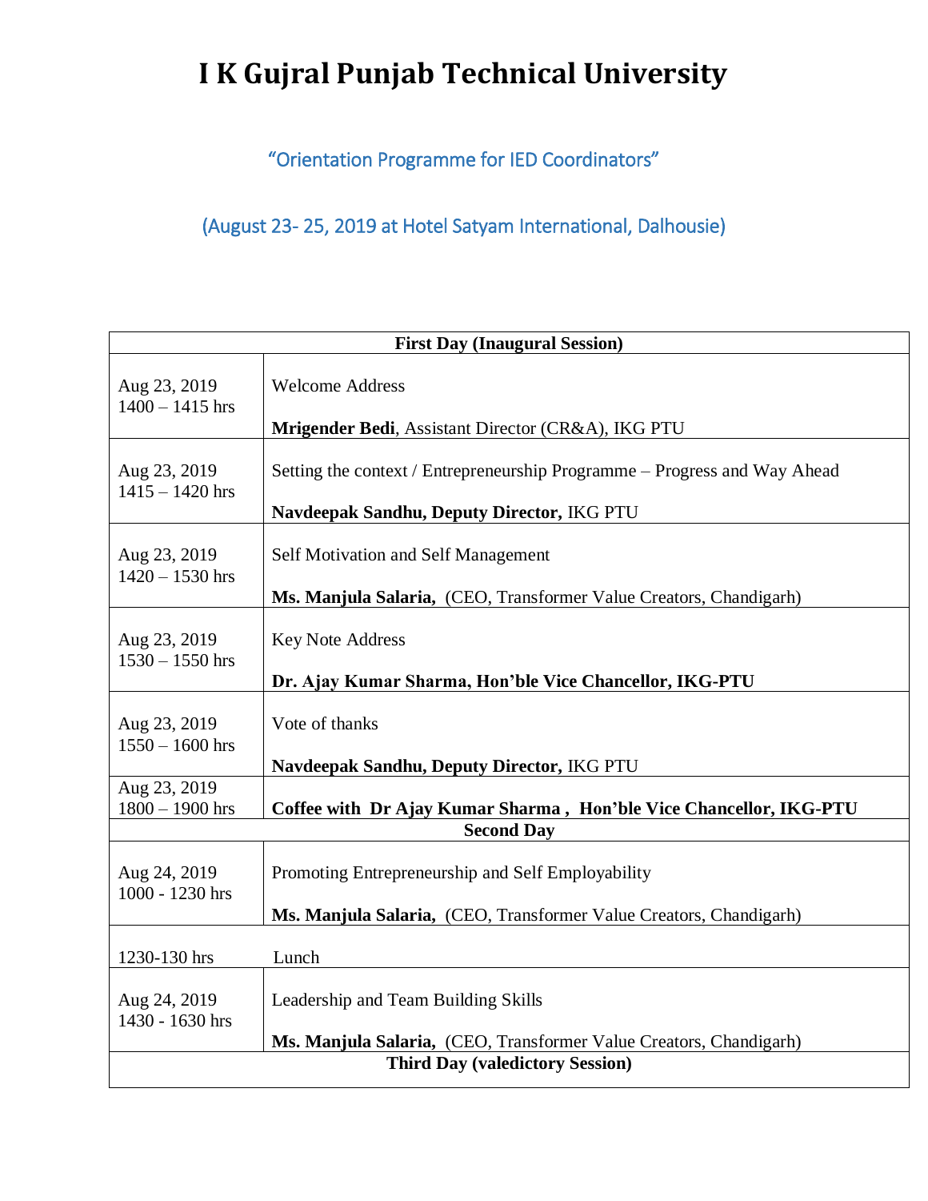# I K Gujral Punjab Technical University

"Orientation Programme for IED Coordinators"

(August 23- 25, 2019 at Hotel Satyam International, Dalhousie)

| **First Day (Inaugural Session)** | |
|---|---|
| Aug 23, 2019<br>1400 – 1415 hrs | Welcome Address<br><br>**Mrigender Bedi**, Assistant Director (CR&A), IKG PTU |
| Aug 23, 2019<br>1415 – 1420 hrs | Setting the context / Entrepreneurship Programme – Progress and Way Ahead<br><br>**Navdeepak Sandhu, Deputy Director,** IKG PTU |
| Aug 23, 2019<br>1420 – 1530 hrs | Self Motivation and Self Management<br><br>**Ms. Manjula Salaria,** (CEO, Transformer Value Creators, Chandigarh) |
| Aug 23, 2019<br>1530 – 1550 hrs | Key Note Address<br><br>**Dr. Ajay Kumar Sharma, Hon'ble Vice Chancellor, IKG-PTU** |
| Aug 23, 2019<br>1550 – 1600 hrs | Vote of thanks<br><br>**Navdeepak Sandhu, Deputy Director,** IKG PTU |
| Aug 23, 2019<br>1800 – 1900 hrs | **Coffee with Dr Ajay Kumar Sharma , Hon'ble Vice Chancellor, IKG-PTU** |
| **Second Day** | |
| Aug 24, 2019<br>1000 - 1230 hrs | Promoting Entrepreneurship and Self Employability<br><br>**Ms. Manjula Salaria,** (CEO, Transformer Value Creators, Chandigarh) |
| 1230-130 hrs | Lunch |
| Aug 24, 2019<br>1430 - 1630 hrs | Leadership and Team Building Skills<br><br>**Ms. Manjula Salaria,** (CEO, Transformer Value Creators, Chandigarh) |
| **Third Day (valedictory Session)** | |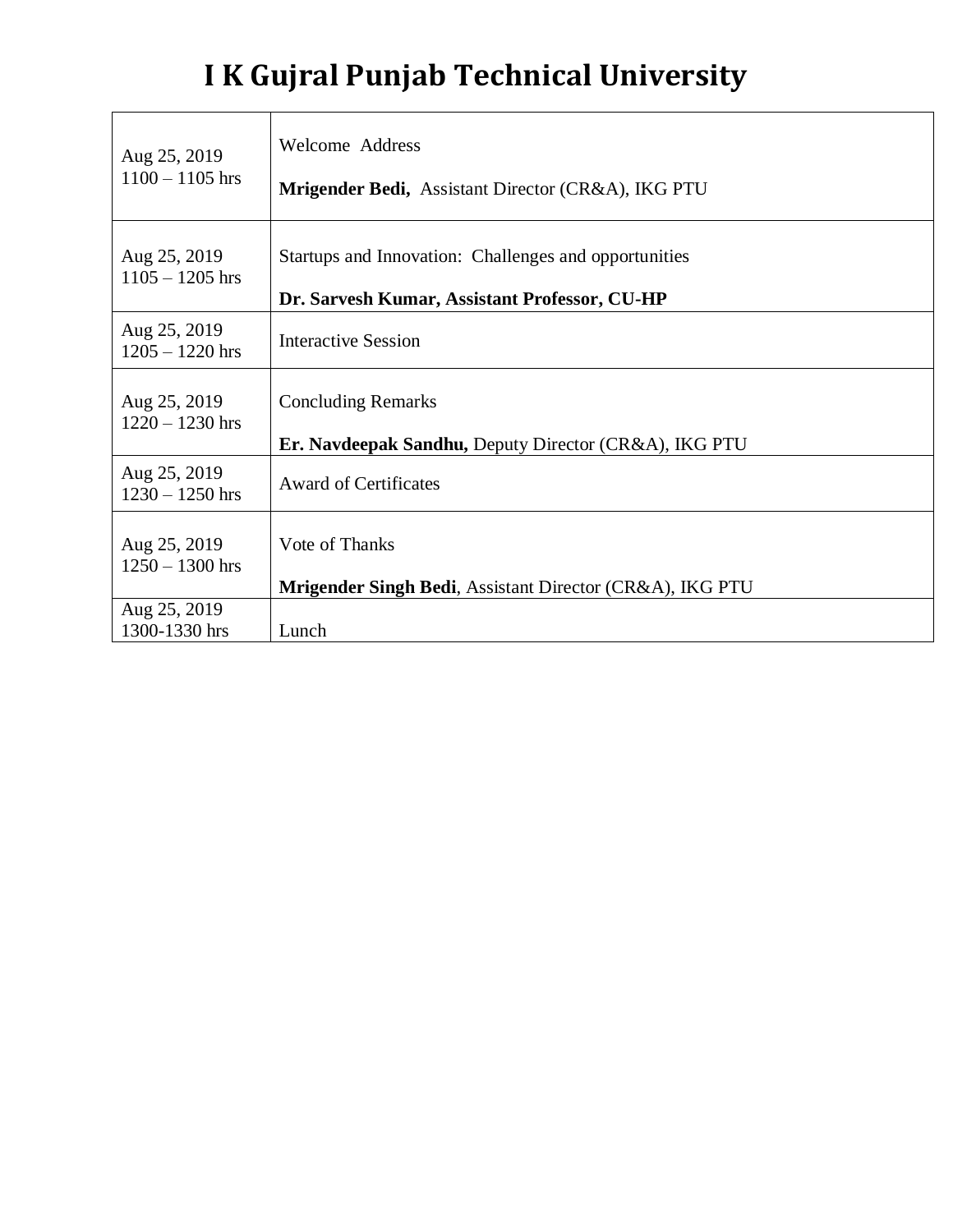# I K Gujral Punjab Technical University

| | |
|---|---|
| Aug 25, 2019<br>1100 – 1105 hrs | Welcome Address<br><br>**Mrigender Bedi,** Assistant Director (CR&A), IKG PTU |
| Aug 25, 2019<br>1105 – 1205 hrs | Startups and Innovation: Challenges and opportunities<br><br>**Dr. Sarvesh Kumar, Assistant Professor, CU-HP** |
| Aug 25, 2019<br>1205 – 1220 hrs | Interactive Session |
| Aug 25, 2019<br>1220 – 1230 hrs | Concluding Remarks<br><br>**Er. Navdeepak Sandhu,** Deputy Director (CR&A), IKG PTU |
| Aug 25, 2019<br>1230 – 1250 hrs | Award of Certificates |
| Aug 25, 2019<br>1250 – 1300 hrs | Vote of Thanks<br><br>**Mrigender Singh Bedi**, Assistant Director (CR&A), IKG PTU |
| Aug 25, 2019<br>1300-1330 hrs | Lunch |